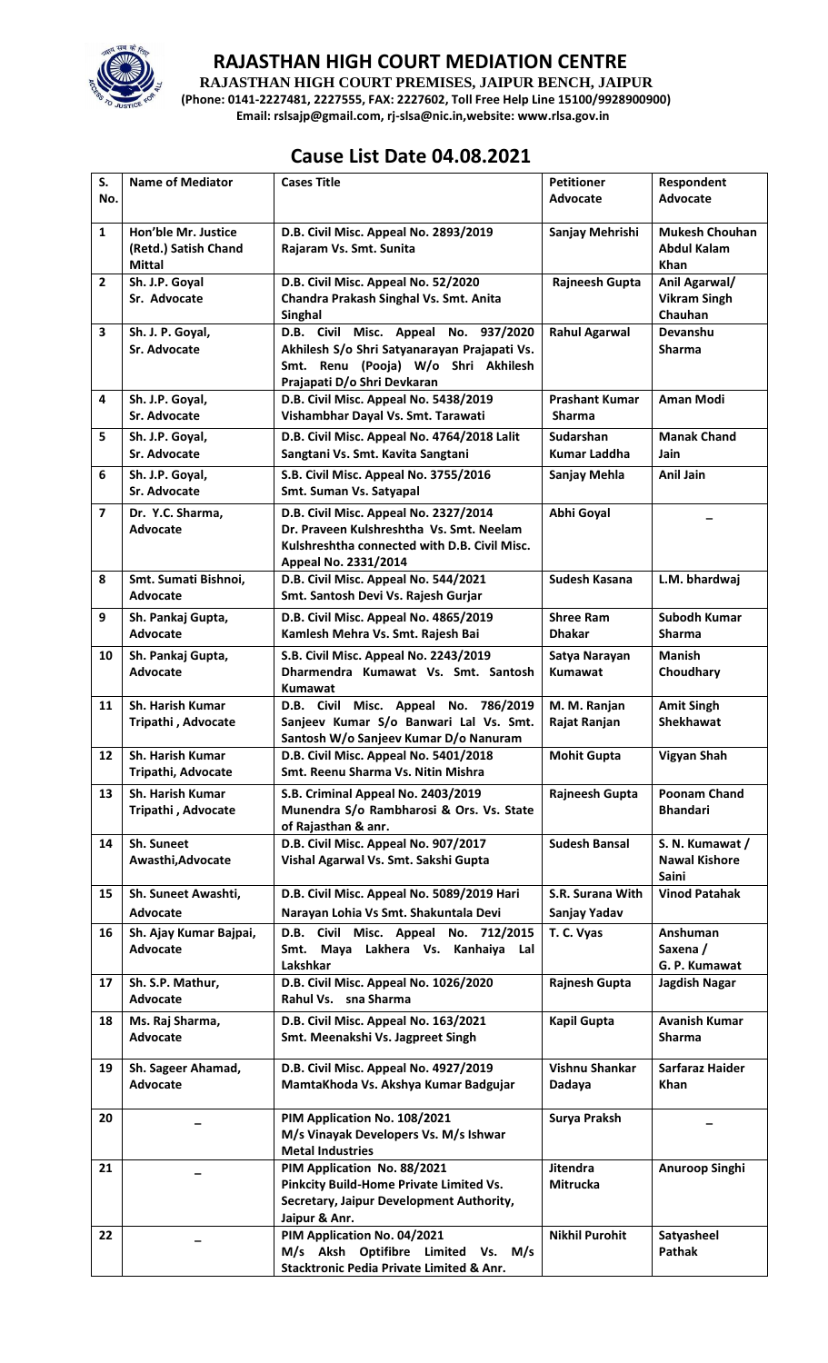# RAJASTHAN HIGH COURT MEDIATION CENTRE

**RAJASTHAN HIGH COURT PREMISES, JAIPUR BENCH, JAIPUR**
**(Phone: 0141-2227481, 2227555, FAX: 2227602, Toll Free Help Line 15100/9928900900)**
**Email: rslsajp@gmail.com, rj-slsa@nic.in,website: www.rlsa.gov.in**

## Cause List Date 04.08.2021

| S. No. | Name of Mediator | Cases Title | Petitioner Advocate | Respondent Advocate |
|---|---|---|---|---|
| 1 | Hon'ble Mr. Justice (Retd.) Satish Chand Mittal | D.B. Civil Misc. Appeal No. 2893/2019 Rajaram Vs. Smt. Sunita | Sanjay Mehrishi | Mukesh Chouhan Abdul Kalam Khan |
| 2 | Sh. J.P. Goyal Sr. Advocate | D.B. Civil Misc. Appeal No. 52/2020 Chandra Prakash Singhal Vs. Smt. Anita Singhal | Rajneesh Gupta | Anil Agarwal/ Vikram Singh Chauhan |
| 3 | Sh. J. P. Goyal, Sr. Advocate | D.B. Civil Misc. Appeal No. 937/2020 Akhilesh S/o Shri Satyanarayan Prajapati Vs. Smt. Renu (Pooja) W/o Shri Akhilesh Prajapati D/o Shri Devkaran | Rahul Agarwal | Devanshu Sharma |
| 4 | Sh. J.P. Goyal, Sr. Advocate | D.B. Civil Misc. Appeal No. 5438/2019 Vishambhar Dayal Vs. Smt. Tarawati | Prashant Kumar Sharma | Aman Modi |
| 5 | Sh. J.P. Goyal, Sr. Advocate | D.B. Civil Misc. Appeal No. 4764/2018 Lalit Sangtani Vs. Smt. Kavita Sangtani | Sudarshan Kumar Laddha | Manak Chand Jain |
| 6 | Sh. J.P. Goyal, Sr. Advocate | S.B. Civil Misc. Appeal No. 3755/2016 Smt. Suman Vs. Satyapal | Sanjay Mehla | Anil Jain |
| 7 | Dr. Y.C. Sharma, Advocate | D.B. Civil Misc. Appeal No. 2327/2014 Dr. Praveen Kulshreshtha Vs. Smt. Neelam Kulshreshtha connected with D.B. Civil Misc. Appeal No. 2331/2014 | Abhi Goyal | _ |
| 8 | Smt. Sumati Bishnoi, Advocate | D.B. Civil Misc. Appeal No. 544/2021 Smt. Santosh Devi Vs. Rajesh Gurjar | Sudesh Kasana | L.M. bhardwaj |
| 9 | Sh. Pankaj Gupta, Advocate | D.B. Civil Misc. Appeal No. 4865/2019 Kamlesh Mehra Vs. Smt. Rajesh Bai | Shree Ram Dhakar | Subodh Kumar Sharma |
| 10 | Sh. Pankaj Gupta, Advocate | S.B. Civil Misc. Appeal No. 2243/2019 Dharmendra Kumawat Vs. Smt. Santosh Kumawat | Satya Narayan Kumawat | Manish Choudhary |
| 11 | Sh. Harish Kumar Tripathi , Advocate | D.B. Civil Misc. Appeal No. 786/2019 Sanjeev Kumar S/o Banwari Lal Vs. Smt. Santosh W/o Sanjeev Kumar D/o Nanuram | M. M. Ranjan Rajat Ranjan | Amit Singh Shekhawat |
| 12 | Sh. Harish Kumar Tripathi, Advocate | D.B. Civil Misc. Appeal No. 5401/2018 Smt. Reenu Sharma Vs. Nitin Mishra | Mohit Gupta | Vigyan Shah |
| 13 | Sh. Harish Kumar Tripathi , Advocate | S.B. Criminal Appeal No. 2403/2019 Munendra S/o Rambharosi & Ors. Vs. State of Rajasthan & anr. | Rajneesh Gupta | Poonam Chand Bhandari |
| 14 | Sh. Suneet Awasthi,Advocate | D.B. Civil Misc. Appeal No. 907/2017 Vishal Agarwal Vs. Smt. Sakshi Gupta | Sudesh Bansal | S. N. Kumawat / Nawal Kishore Saini |
| 15 | Sh. Suneet Awashti, Advocate | D.B. Civil Misc. Appeal No. 5089/2019 Hari Narayan Lohia Vs Smt. Shakuntala Devi | S.R. Surana With Sanjay Yadav | Vinod Patahak |
| 16 | Sh. Ajay Kumar Bajpai, Advocate | D.B. Civil Misc. Appeal No. 712/2015 Smt. Maya Lakhera Vs. Kanhaiya Lal Lakshkar | T. C. Vyas | Anshuman Saxena / G. P. Kumawat |
| 17 | Sh. S.P. Mathur, Advocate | D.B. Civil Misc. Appeal No. 1026/2020 Rahul Vs. sna Sharma | Rajnesh Gupta | Jagdish Nagar |
| 18 | Ms. Raj Sharma, Advocate | D.B. Civil Misc. Appeal No. 163/2021 Smt. Meenakshi Vs. Jagpreet Singh | Kapil Gupta | Avanish Kumar Sharma |
| 19 | Sh. Sageer Ahamad, Advocate | D.B. Civil Misc. Appeal No. 4927/2019 MamtaKhoda Vs. Akshya Kumar Badgujar | Vishnu Shankar Dadaya | Sarfaraz Haider Khan |
| 20 | _ | PIM Application No. 108/2021 M/s Vinayak Developers Vs. M/s Ishwar Metal Industries | Surya Praksh | _ |
| 21 | _ | PIM Application No. 88/2021 Pinkcity Build-Home Private Limited Vs. Secretary, Jaipur Development Authority, Jaipur & Anr. | Jitendra Mitrucka | Anuroop Singhi |
| 22 | _ | PIM Application No. 04/2021 M/s Aksh Optifibre Limited Vs. M/s Stacktronic Pedia Private Limited & Anr. | Nikhil Purohit | Satyasheel Pathak |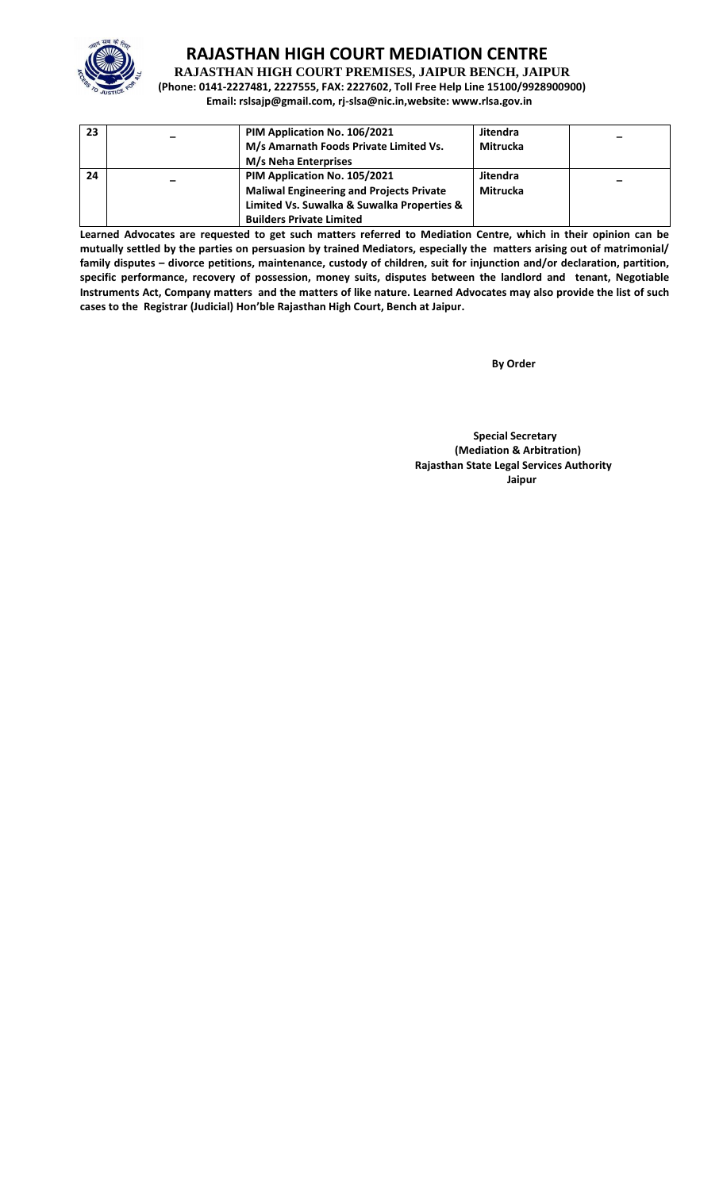# RAJASTHAN HIGH COURT MEDIATION CENTRE

**RAJASTHAN HIGH COURT PREMISES, JAIPUR BENCH, JAIPUR**

**(Phone: 0141-2227481, 2227555, FAX: 2227602, Toll Free Help Line 15100/9928900900)**

**Email: rslsajp@gmail.com, rj-slsa@nic.in,website: www.rlsa.gov.in**

| | | | | |
|---|---|---|---|---|
| 23 | – | **PIM Application No. 106/2021**<br>**M/s Amarnath Foods Private Limited Vs. M/s Neha Enterprises** | **Jitendra Mitrucka** | – |
| 24 | – | **PIM Application No. 105/2021**<br>**Maliwal Engineering and Projects Private Limited Vs. Suwalka & Suwalka Properties & Builders Private Limited** | **Jitendra Mitrucka** | – |

**Learned Advocates are requested to get such matters referred to Mediation Centre, which in their opinion can be mutually settled by the parties on persuasion by trained Mediators, especially the matters arising out of matrimonial/ family disputes – divorce petitions, maintenance, custody of children, suit for injunction and/or declaration, partition, specific performance, recovery of possession, money suits, disputes between the landlord and tenant, Negotiable Instruments Act, Company matters and the matters of like nature. Learned Advocates may also provide the list of such cases to the Registrar (Judicial) Hon'ble Rajasthan High Court, Bench at Jaipur.**

**By Order**

**Special Secretary**
**(Mediation & Arbitration)**
**Rajasthan State Legal Services Authority**
**Jaipur**